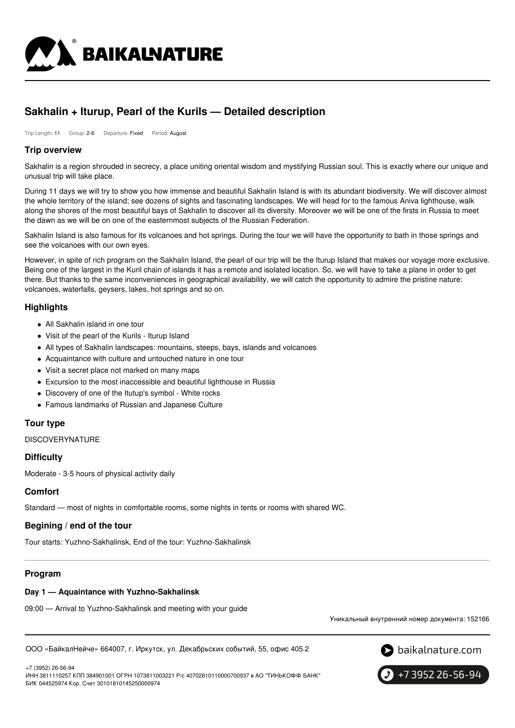# Sakhalin + Iturup, Pearl of the Kurils — Detailed description

Trip Length: 11 Group: 2-6 Departure: Fixed Period: August

## Trip overview

Sakhalin is a region shrouded in secrecy, a place uniting oriental wisdom and mystifying Russian soul. This is exactly where our unique and unusual trip will take place.

During 11 days we will try to show you how immense and beautiful Sakhalin Island is with its abundant biodiversity. We will discover almost the whole territory of the island; see dozens of sights and fascinating landscapes. We will head for to the famous Aniva lighthouse, walk along the shores of the most beautiful bays of Sakhalin to discover all its diversity. Moreover we will be one of the firsts in Russia to meet the dawn as we will be on one of the easternmost subjects of the Russian Federation.

Sakhalin Island is also famous for its volcanoes and hot springs. During the tour we will have the opportunity to bath in those springs and see the volcanoes with our own eyes.

However, in spite of rich program on the Sakhalin Island, the pearl of our trip will be the Iturup Island that makes our voyage more exclusive. Being one of the largest in the Kuril chain of islands it has a remote and isolated location. So, we will have to take a plane in order to get there. But thanks to the same inconveniences in geographical availability, we will catch the opportunity to admire the pristine nature: volcanoes, waterfalls, geysers, lakes, hot springs and so on.

## Highlights

- All Sakhalin island in one tour
- Visit of the pearl of the Kurils - Iturup Island
- All types of Sakhalin landscapes: mountains, steeps, bays, islands and volcanoes
- Acquaintance with culture and untouched nature in one tour
- Visit a secret place not marked on many maps
- Excursion to the most inaccessible and beautiful lighthouse in Russia
- Discovery of one of the Itutup's symbol - White rocks
- Famous landmarks of Russian and Japanese Culture

## Tour type

DISCOVERYNATURE

## Difficulty

Moderate - 3-5 hours of physical activity daily

## Comfort

Standard — most of nights in comfortable rooms, some nights in tents or rooms with shared WC.

## Begining / end of the tour

Tour starts: Yuzhno-Sakhalinsk, End of the tour: Yuzhno-Sakhalinsk

## Program

### Day 1 — Aquaintance with Yuzhno-Sakhalinsk

09:00 — Arrival to Yuzhno-Sakhalinsk and meeting with your guide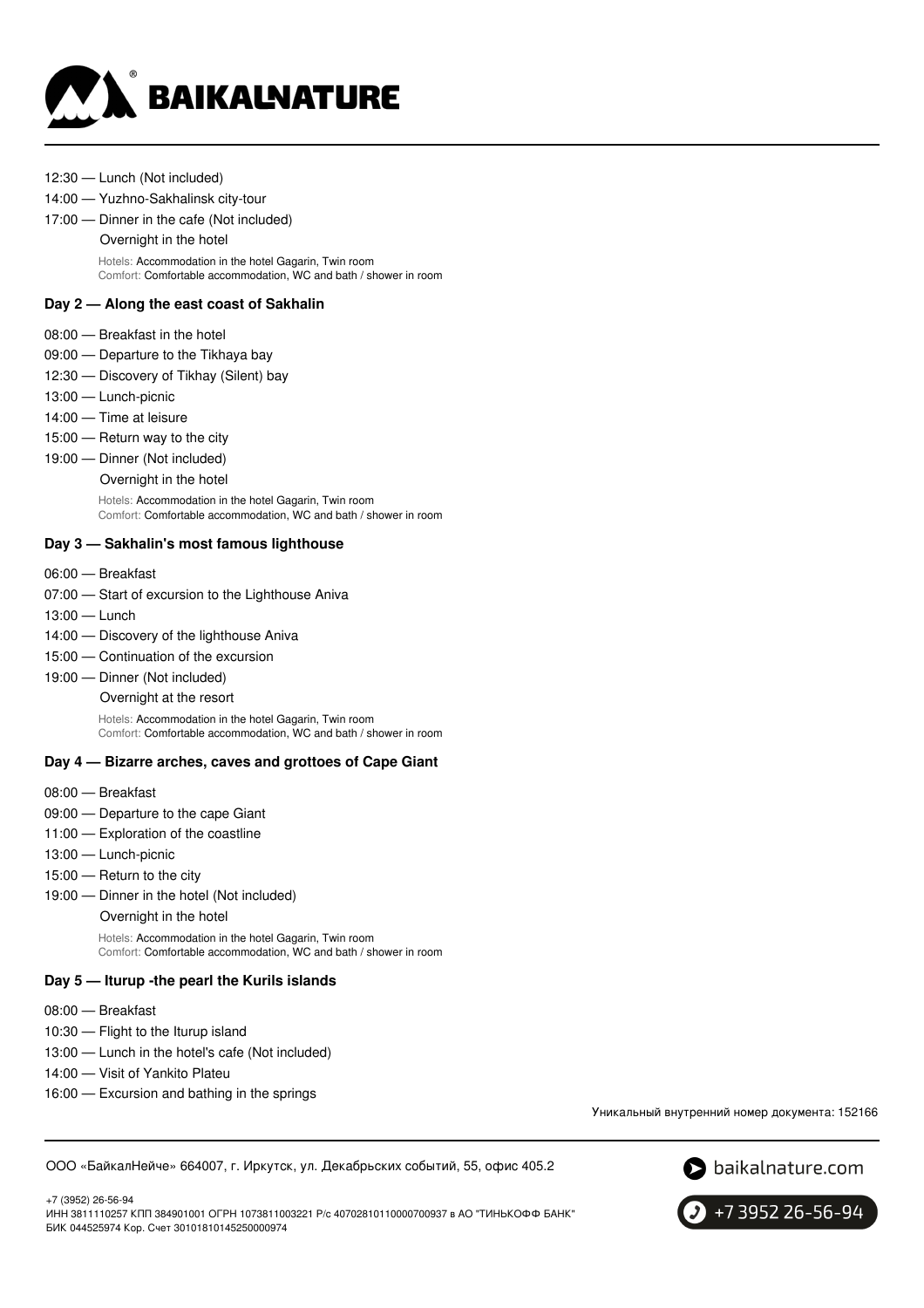12:30 — Lunch (Not included)

14:00 — Yuzhno-Sakhalinsk city-tour

17:00 — Dinner in the cafe (Not included)

Overnight in the hotel

Hotels: Accommodation in the hotel Gagarin, Twin room
Comfort: Comfortable accommodation, WC and bath / shower in room

### Day 2 — Along the east coast of Sakhalin

08:00 — Breakfast in the hotel

09:00 — Departure to the Tikhaya bay

12:30 — Discovery of Tikhay (Silent) bay

13:00 — Lunch-picnic

14:00 — Time at leisure

15:00 — Return way to the city

19:00 — Dinner (Not included)

Overnight in the hotel

Hotels: Accommodation in the hotel Gagarin, Twin room
Comfort: Comfortable accommodation, WC and bath / shower in room

### Day 3 — Sakhalin's most famous lighthouse

06:00 — Breakfast

07:00 — Start of excursion to the Lighthouse Aniva

13:00 — Lunch

14:00 — Discovery of the lighthouse Aniva

15:00 — Continuation of the excursion

19:00 — Dinner (Not included)

Overnight at the resort

Hotels: Accommodation in the hotel Gagarin, Twin room
Comfort: Comfortable accommodation, WC and bath / shower in room

### Day 4 — Bizarre arches, caves and grottoes of Cape Giant

08:00 — Breakfast

09:00 — Departure to the cape Giant

11:00 — Exploration of the coastline

13:00 — Lunch-picnic

15:00 — Return to the city

19:00 — Dinner in the hotel (Not included)

Overnight in the hotel

Hotels: Accommodation in the hotel Gagarin, Twin room
Comfort: Comfortable accommodation, WC and bath / shower in room

### Day 5 — Iturup -the pearl the Kurils islands

08:00 — Breakfast

10:30 — Flight to the Iturup island

13:00 — Lunch in the hotel's cafe (Not included)

14:00 — Visit of Yankito Plateu

16:00 — Excursion and bathing in the springs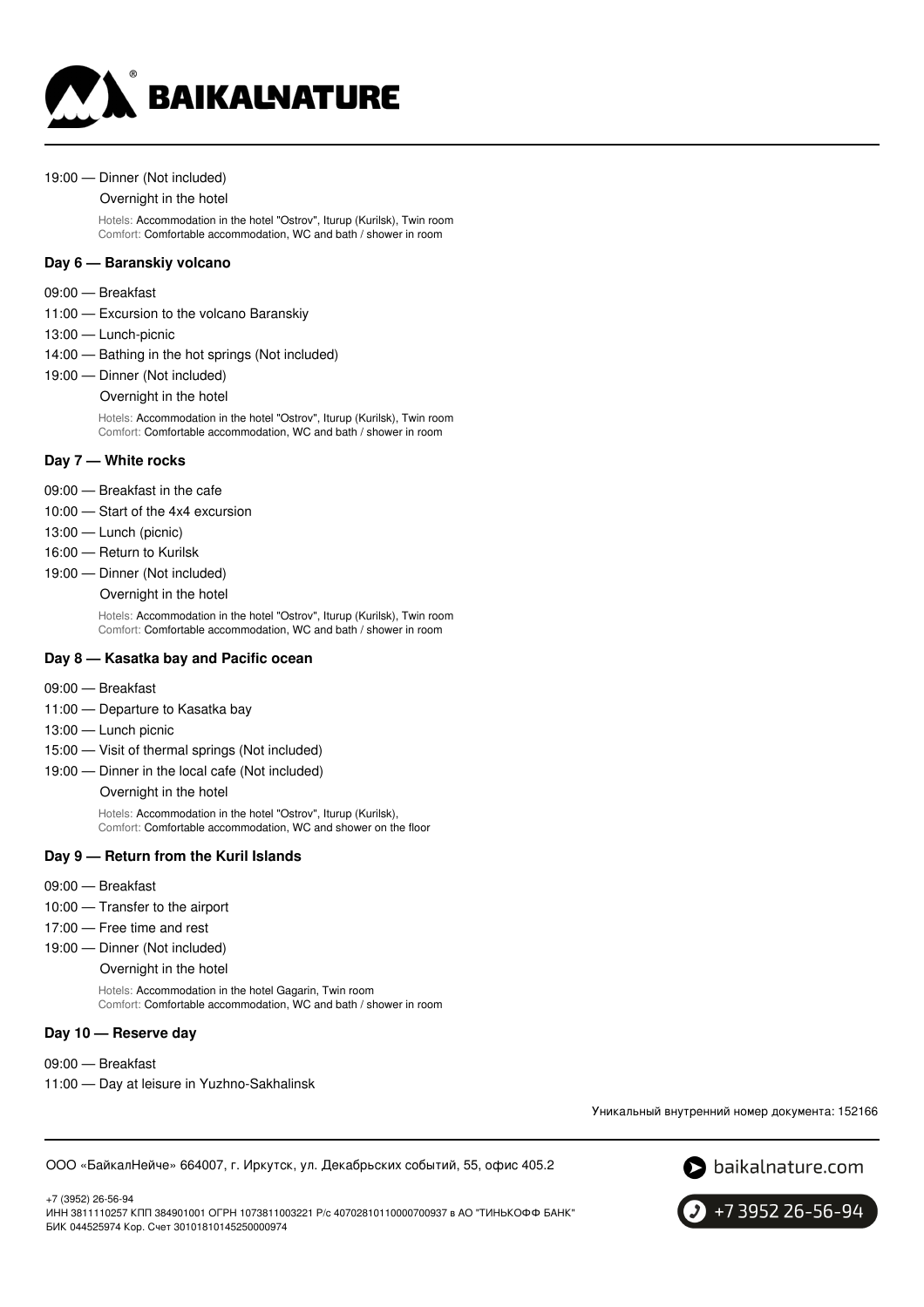19:00 — Dinner (Not included)

Overnight in the hotel

Hotels: Accommodation in the hotel "Ostrov", Iturup (Kurilsk), Twin room
Comfort: Comfortable accommodation, WC and bath / shower in room

### Day 6 — Baranskiy volcano

09:00 — Breakfast

11:00 — Excursion to the volcano Baranskiy

13:00 — Lunch-picnic

14:00 — Bathing in the hot springs (Not included)

19:00 — Dinner (Not included)

Overnight in the hotel

Hotels: Accommodation in the hotel "Ostrov", Iturup (Kurilsk), Twin room
Comfort: Comfortable accommodation, WC and bath / shower in room

### Day 7 — White rocks

09:00 — Breakfast in the cafe

10:00 — Start of the 4x4 excursion

13:00 — Lunch (picnic)

16:00 — Return to Kurilsk

19:00 — Dinner (Not included)

Overnight in the hotel

Hotels: Accommodation in the hotel "Ostrov", Iturup (Kurilsk), Twin room
Comfort: Comfortable accommodation, WC and bath / shower in room

### Day 8 — Kasatka bay and Pacific ocean

09:00 — Breakfast

11:00 — Departure to Kasatka bay

13:00 — Lunch picnic

15:00 — Visit of thermal springs (Not included)

19:00 — Dinner in the local cafe (Not included)

Overnight in the hotel

Hotels: Accommodation in the hotel "Ostrov", Iturup (Kurilsk),
Comfort: Comfortable accommodation, WC and shower on the floor

### Day 9 — Return from the Kuril Islands

09:00 — Breakfast

10:00 — Transfer to the airport

17:00 — Free time and rest

19:00 — Dinner (Not included)

Overnight in the hotel

Hotels: Accommodation in the hotel Gagarin, Twin room
Comfort: Comfortable accommodation, WC and bath / shower in room

### Day 10 — Reserve day

09:00 — Breakfast

11:00 — Day at leisure in Yuzhno-Sakhalinsk

Уникальный внутренний номер документа: 152166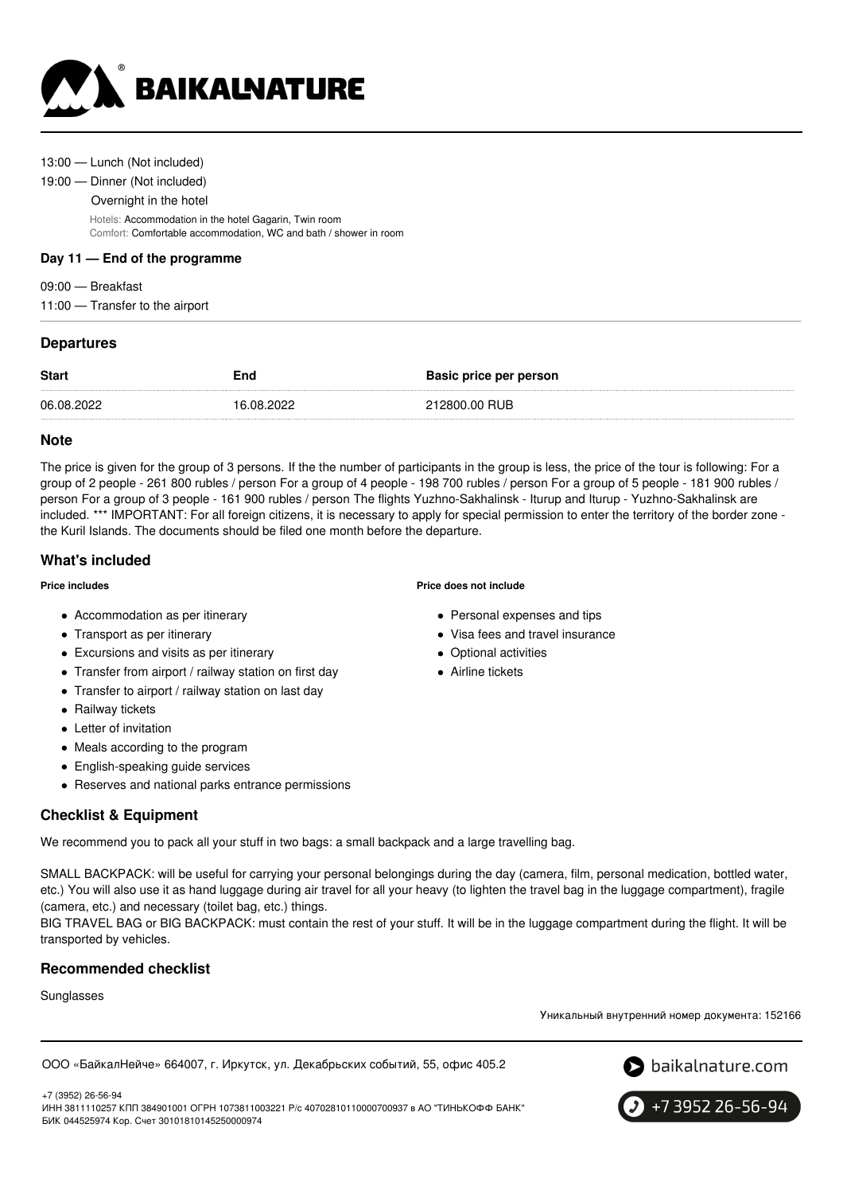13:00 — Lunch (Not included)

19:00 — Dinner (Not included)

Overnight in the hotel

Hotels: Accommodation in the hotel Gagarin, Twin room
Comfort: Comfortable accommodation, WC and bath / shower in room

**Day 11 — End of the programme**

09:00 — Breakfast

11:00 — Transfer to the airport

## Departures

| Start | End | Basic price per person |
| --- | --- | --- |
| 06.08.2022 | 16.08.2022 | 212800.00 RUB |

## Note

The price is given for the group of 3 persons. If the the number of participants in the group is less, the price of the tour is following: For a group of 2 people - 261 800 rubles / person For a group of 4 people - 198 700 rubles / person For a group of 5 people - 181 900 rubles / person For a group of 3 people - 161 900 rubles / person The flights Yuzhno-Sakhalinsk - Iturup and Iturup - Yuzhno-Sakhalinsk are included. *** IMPORTANT: For all foreign citizens, it is necessary to apply for special permission to enter the territory of the border zone - the Kuril Islands. The documents should be filed one month before the departure.

## What's included

**Price includes**

- Accommodation as per itinerary
- Transport as per itinerary
- Excursions and visits as per itinerary
- Transfer from airport / railway station on first day
- Transfer to airport / railway station on last day
- Railway tickets
- Letter of invitation
- Meals according to the program
- English-speaking guide services
- Reserves and national parks entrance permissions

**Price does not include**

- Personal expenses and tips
- Visa fees and travel insurance
- Optional activities
- Airline tickets

## Checklist & Equipment

We recommend you to pack all your stuff in two bags: a small backpack and a large travelling bag.

SMALL BACKPACK: will be useful for carrying your personal belongings during the day (camera, film, personal medication, bottled water, etc.) You will also use it as hand luggage during air travel for all your heavy (to lighten the travel bag in the luggage compartment), fragile (camera, etc.) and necessary (toilet bag, etc.) things.
BIG TRAVEL BAG or BIG BACKPACK: must contain the rest of your stuff. It will be in the luggage compartment during the flight. It will be transported by vehicles.

## Recommended checklist

Sunglasses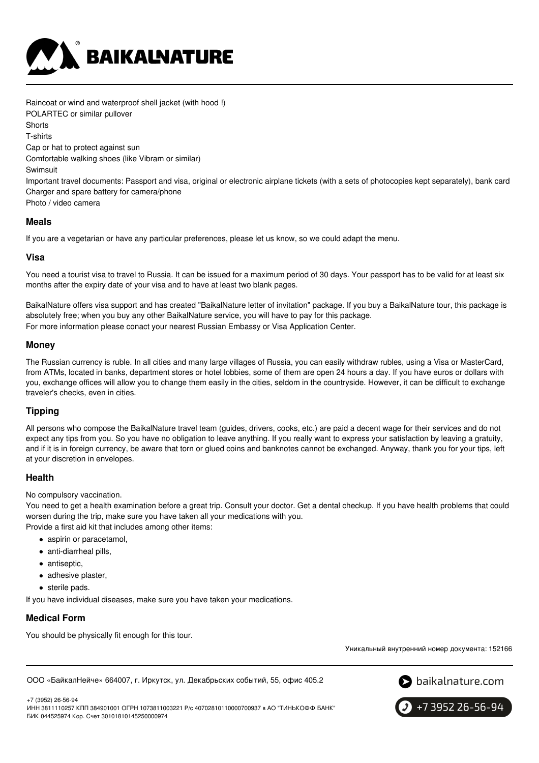Raincoat or wind and waterproof shell jacket (with hood !)
POLARTEC or similar pullover
Shorts
T-shirts
Cap or hat to protect against sun
Comfortable walking shoes (like Vibram or similar)
Swimsuit
Important travel documents: Passport and visa, original or electronic airplane tickets (with a sets of photocopies kept separately), bank card
Charger and spare battery for camera/phone
Photo / video camera

### Meals

If you are a vegetarian or have any particular preferences, please let us know, so we could adapt the menu.

### Visa

You need a tourist visa to travel to Russia. It can be issued for a maximum period of 30 days. Your passport has to be valid for at least six months after the expiry date of your visa and to have at least two blank pages.

BaikalNature offers visa support and has created "BaikalNature letter of invitation" package. If you buy a BaikalNature tour, this package is absolutely free; when you buy any other BaikalNature service, you will have to pay for this package.
For more information please conact your nearest Russian Embassy or Visa Application Center.

### Money

The Russian currency is ruble. In all cities and many large villages of Russia, you can easily withdraw rubles, using a Visa or MasterCard, from ATMs, located in banks, department stores or hotel lobbies, some of them are open 24 hours a day. If you have euros or dollars with you, exchange offices will allow you to change them easily in the cities, seldom in the countryside. However, it can be difficult to exchange traveler's checks, even in cities.

### Tipping

All persons who compose the BaikalNature travel team (guides, drivers, cooks, etc.) are paid a decent wage for their services and do not expect any tips from you. So you have no obligation to leave anything. If you really want to express your satisfaction by leaving a gratuity, and if it is in foreign currency, be aware that torn or glued coins and banknotes cannot be exchanged. Anyway, thank you for your tips, left at your discretion in envelopes.

### Health

No compulsory vaccination.
You need to get a health examination before a great trip. Consult your doctor. Get a dental checkup. If you have health problems that could worsen during the trip, make sure you have taken all your medications with you.
Provide a first aid kit that includes among other items:

- aspirin or paracetamol,
- anti-diarrheal pills,
- antiseptic,
- adhesive plaster,
- sterile pads.

If you have individual diseases, make sure you have taken your medications.

### Medical Form

You should be physically fit enough for this tour.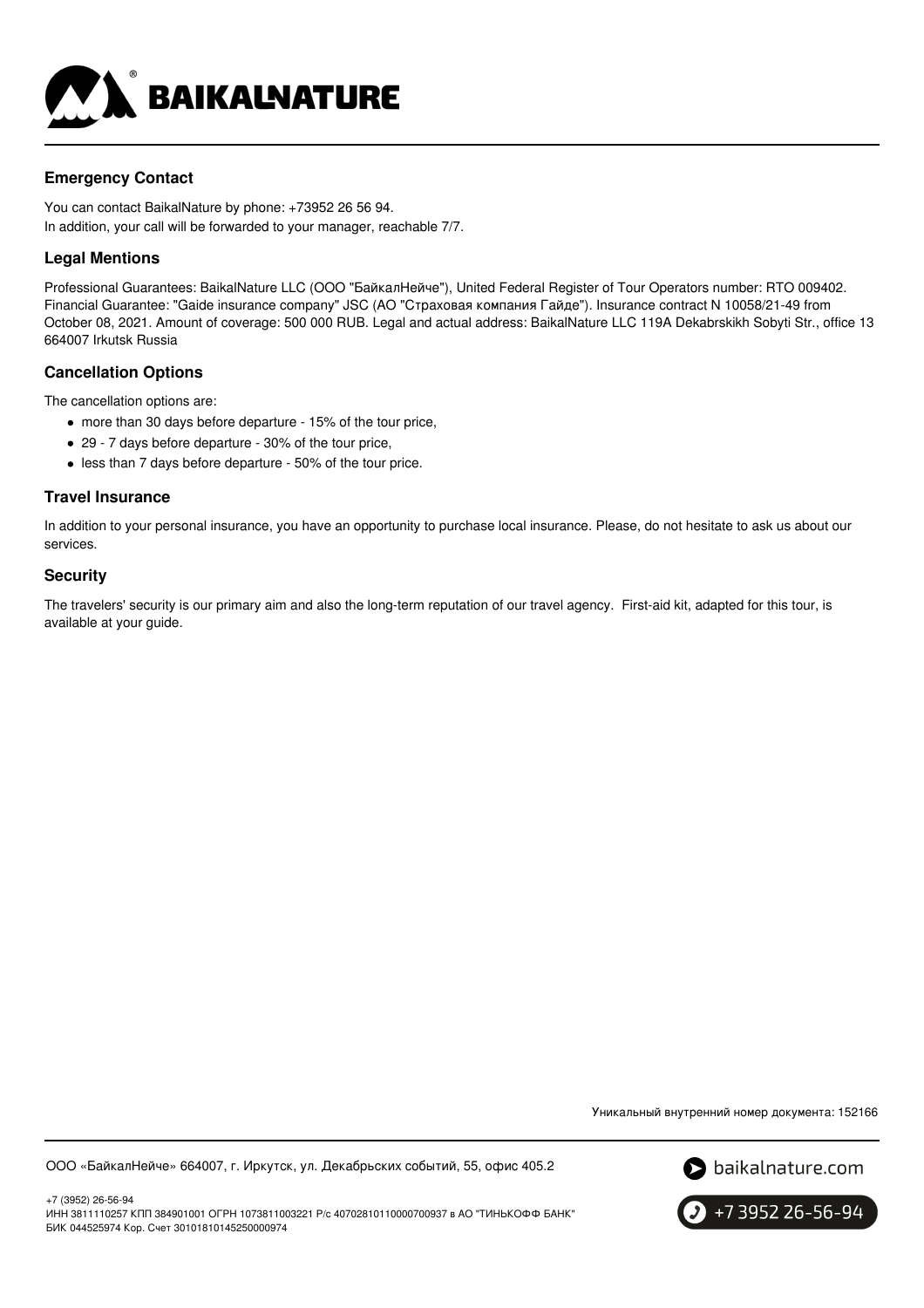### Emergency Contact

You can contact BaikalNature by phone: +73952 26 56 94.
In addition, your call will be forwarded to your manager, reachable 7/7.

### Legal Mentions

Professional Guarantees: BaikalNature LLC (ООО "БайкалНейче"), United Federal Register of Tour Operators number: RTO 009402. Financial Guarantee: "Gaide insurance company" JSC (АО "Страховая компания Гайде"). Insurance contract N 10058/21-49 from October 08, 2021. Amount of coverage: 500 000 RUB. Legal and actual address: BaikalNature LLC 119A Dekabrskikh Sobyti Str., office 13 664007 Irkutsk Russia

### Cancellation Options

The cancellation options are:

- more than 30 days before departure - 15% of the tour price,
- 29 - 7 days before departure - 30% of the tour price,
- less than 7 days before departure - 50% of the tour price.

### Travel Insurance

In addition to your personal insurance, you have an opportunity to purchase local insurance. Please, do not hesitate to ask us about our services.

### Security

The travelers' security is our primary aim and also the long-term reputation of our travel agency. First-aid kit, adapted for this tour, is available at your guide.

Уникальный внутренний номер документа: 152166